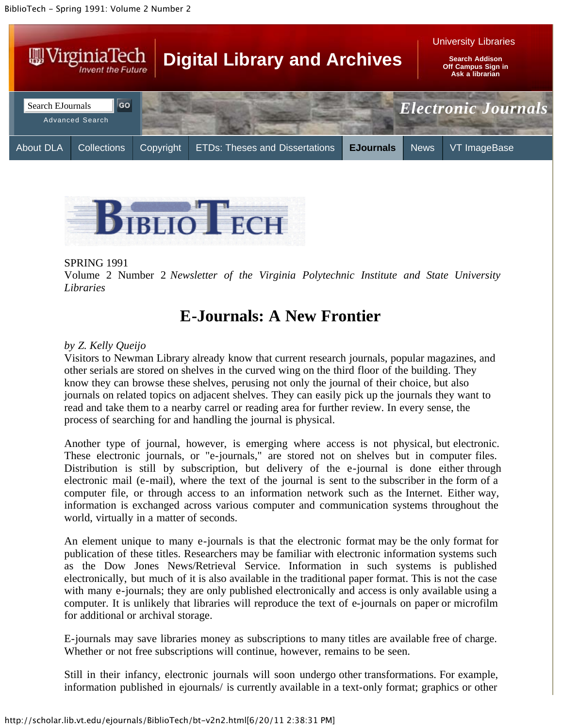SPRING 1991
Volume 2 Number 2 *Newsletter of the Virginia Polytechnic Institute and State University Libraries*

# E-Journals: A New Frontier

*by Z. Kelly Queijo*
Visitors to Newman Library already know that current research journals, popular magazines, and other serials are stored on shelves in the curved wing on the third floor of the building. They know they can browse these shelves, perusing not only the journal of their choice, but also journals on related topics on adjacent shelves. They can easily pick up the journals they want to read and take them to a nearby carrel or reading area for further review. In every sense, the process of searching for and handling the journal is physical.

Another type of journal, however, is emerging where access is not physical, but electronic. These electronic journals, or "e-journals," are stored not on shelves but in computer files. Distribution is still by subscription, but delivery of the e-journal is done either through electronic mail (e-mail), where the text of the journal is sent to the subscriber in the form of a computer file, or through access to an information network such as the Internet. Either way, information is exchanged across various computer and communication systems throughout the world, virtually in a matter of seconds.

An element unique to many e-journals is that the electronic format may be the only format for publication of these titles. Researchers may be familiar with electronic information systems such as the Dow Jones News/Retrieval Service. Information in such systems is published electronically, but much of it is also available in the traditional paper format. This is not the case with many e-journals; they are only published electronically and access is only available using a computer. It is unlikely that libraries will reproduce the text of e-journals on paper or microfilm for additional or archival storage.

E-journals may save libraries money as subscriptions to many titles are available free of charge. Whether or not free subscriptions will continue, however, remains to be seen.

Still in their infancy, electronic journals will soon undergo other transformations. For example, information published in ejournals/ is currently available in a text-only format; graphics or other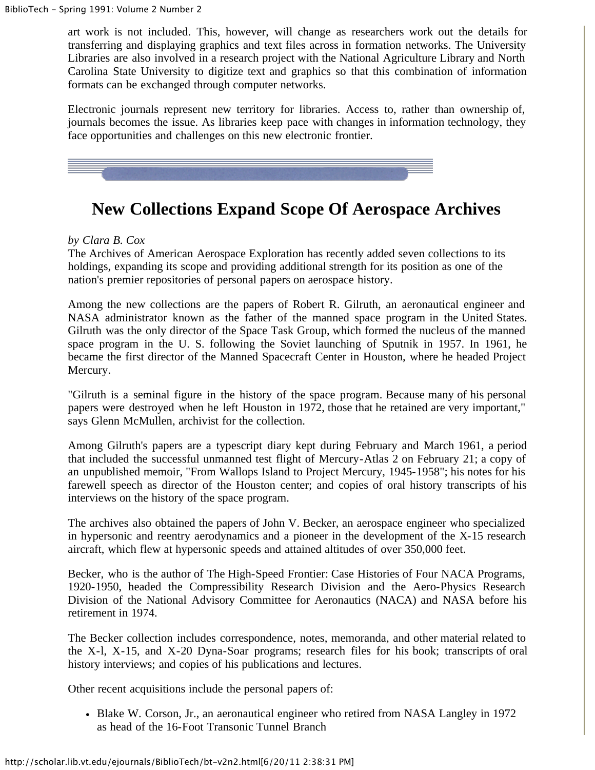art work is not included. This, however, will change as researchers work out the details for transferring and displaying graphics and text files across in formation networks. The University Libraries are also involved in a research project with the National Agriculture Library and North Carolina State University to digitize text and graphics so that this combination of information formats can be exchanged through computer networks.

Electronic journals represent new territory for libraries. Access to, rather than ownership of, journals becomes the issue. As libraries keep pace with changes in information technology, they face opportunities and challenges on this new electronic frontier.

# New Collections Expand Scope Of Aerospace Archives

*by Clara B. Cox*

The Archives of American Aerospace Exploration has recently added seven collections to its holdings, expanding its scope and providing additional strength for its position as one of the nation's premier repositories of personal papers on aerospace history.

Among the new collections are the papers of Robert R. Gilruth, an aeronautical engineer and NASA administrator known as the father of the manned space program in the United States. Gilruth was the only director of the Space Task Group, which formed the nucleus of the manned space program in the U. S. following the Soviet launching of Sputnik in 1957. In 1961, he became the first director of the Manned Spacecraft Center in Houston, where he headed Project Mercury.

"Gilruth is a seminal figure in the history of the space program. Because many of his personal papers were destroyed when he left Houston in 1972, those that he retained are very important," says Glenn McMullen, archivist for the collection.

Among Gilruth's papers are a typescript diary kept during February and March 1961, a period that included the successful unmanned test flight of Mercury-Atlas 2 on February 21; a copy of an unpublished memoir, "From Wallops Island to Project Mercury, 1945-1958"; his notes for his farewell speech as director of the Houston center; and copies of oral history transcripts of his interviews on the history of the space program.

The archives also obtained the papers of John V. Becker, an aerospace engineer who specialized in hypersonic and reentry aerodynamics and a pioneer in the development of the X-15 research aircraft, which flew at hypersonic speeds and attained altitudes of over 350,000 feet.

Becker, who is the author of The High-Speed Frontier: Case Histories of Four NACA Programs, 1920-1950, headed the Compressibility Research Division and the Aero-Physics Research Division of the National Advisory Committee for Aeronautics (NACA) and NASA before his retirement in 1974.

The Becker collection includes correspondence, notes, memoranda, and other material related to the X-l, X-15, and X-20 Dyna-Soar programs; research files for his book; transcripts of oral history interviews; and copies of his publications and lectures.

Other recent acquisitions include the personal papers of:

- Blake W. Corson, Jr., an aeronautical engineer who retired from NASA Langley in 1972 as head of the 16-Foot Transonic Tunnel Branch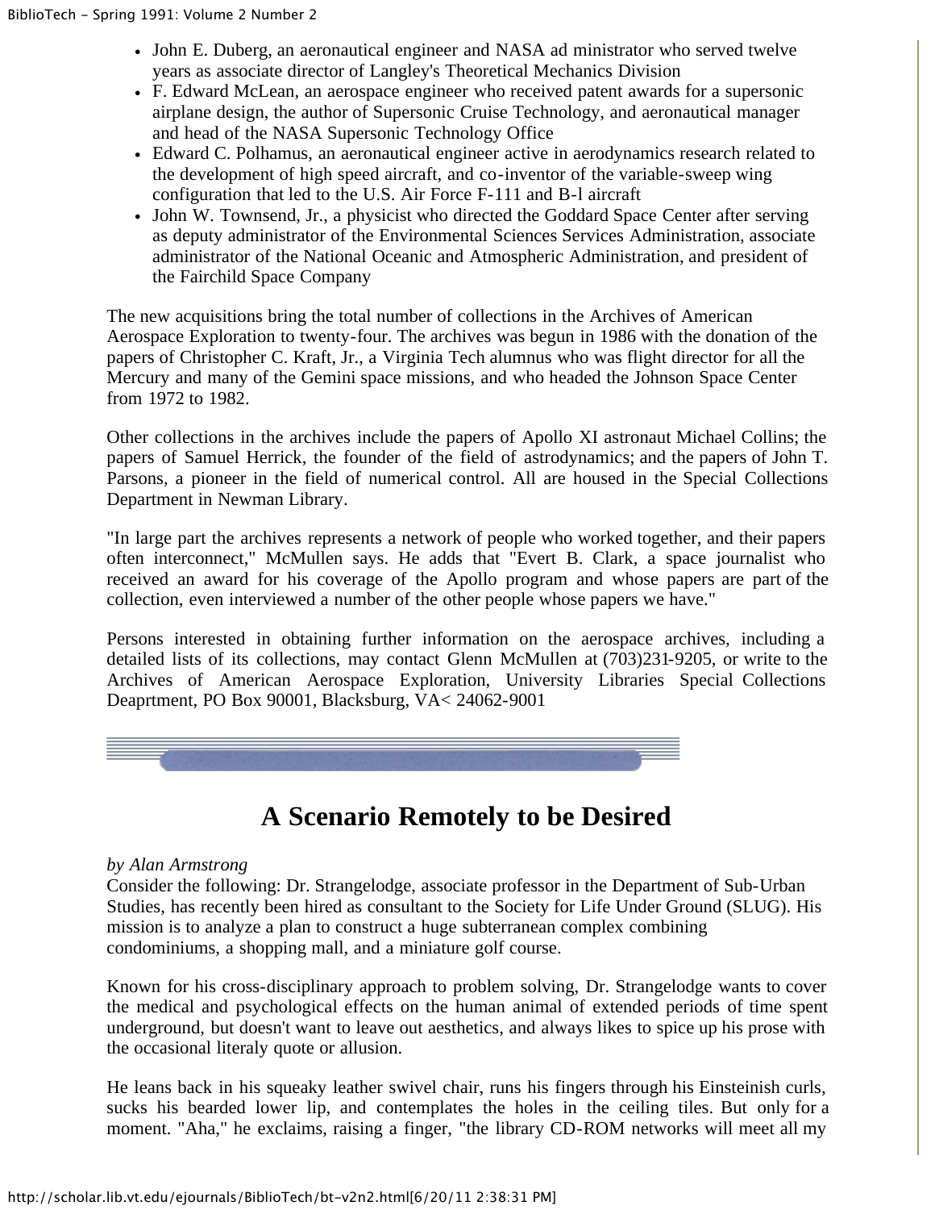- John E. Duberg, an aeronautical engineer and NASA ad ministrator who served twelve years as associate director of Langley's Theoretical Mechanics Division
- F. Edward McLean, an aerospace engineer who received patent awards for a supersonic airplane design, the author of Supersonic Cruise Technology, and aeronautical manager and head of the NASA Supersonic Technology Office
- Edward C. Polhamus, an aeronautical engineer active in aerodynamics research related to the development of high speed aircraft, and co-inventor of the variable-sweep wing configuration that led to the U.S. Air Force F-111 and B-l aircraft
- John W. Townsend, Jr., a physicist who directed the Goddard Space Center after serving as deputy administrator of the Environmental Sciences Services Administration, associate administrator of the National Oceanic and Atmospheric Administration, and president of the Fairchild Space Company

The new acquisitions bring the total number of collections in the Archives of American Aerospace Exploration to twenty-four. The archives was begun in 1986 with the donation of the papers of Christopher C. Kraft, Jr., a Virginia Tech alumnus who was flight director for all the Mercury and many of the Gemini space missions, and who headed the Johnson Space Center from 1972 to 1982.

Other collections in the archives include the papers of Apollo XI astronaut Michael Collins; the papers of Samuel Herrick, the founder of the field of astrodynamics; and the papers of John T. Parsons, a pioneer in the field of numerical control. All are housed in the Special Collections Department in Newman Library.

"In large part the archives represents a network of people who worked together, and their papers often interconnect," McMullen says. He adds that "Evert B. Clark, a space journalist who received an award for his coverage of the Apollo program and whose papers are part of the collection, even interviewed a number of the other people whose papers we have."

Persons interested in obtaining further information on the aerospace archives, including a detailed lists of its collections, may contact Glenn McMullen at (703)231-9205, or write to the Archives of American Aerospace Exploration, University Libraries Special Collections Deaprtment, PO Box 90001, Blacksburg, VA< 24062-9001

# A Scenario Remotely to be Desired

*by Alan Armstrong*

Consider the following: Dr. Strangelodge, associate professor in the Department of Sub-Urban Studies, has recently been hired as consultant to the Society for Life Under Ground (SLUG). His mission is to analyze a plan to construct a huge subterranean complex combining condominiums, a shopping mall, and a miniature golf course.

Known for his cross-disciplinary approach to problem solving, Dr. Strangelodge wants to cover the medical and psychological effects on the human animal of extended periods of time spent underground, but doesn't want to leave out aesthetics, and always likes to spice up his prose with the occasional literaly quote or allusion.

He leans back in his squeaky leather swivel chair, runs his fingers through his Einsteinish curls, sucks his bearded lower lip, and contemplates the holes in the ceiling tiles. But only for a moment. "Aha," he exclaims, raising a finger, "the library CD-ROM networks will meet all my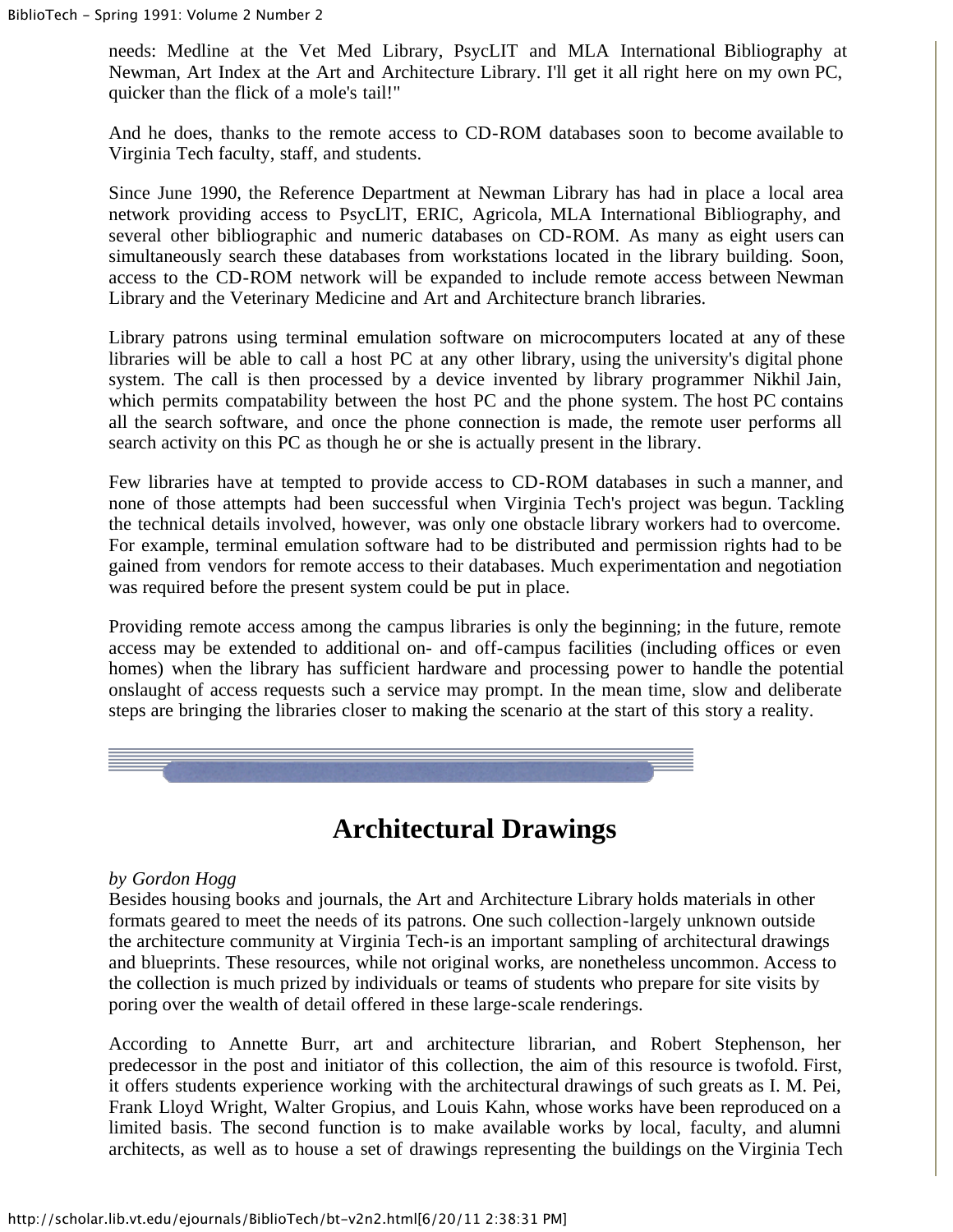needs: Medline at the Vet Med Library, PsycLIT and MLA International Bibliography at Newman, Art Index at the Art and Architecture Library. I'll get it all right here on my own PC, quicker than the flick of a mole's tail!"

And he does, thanks to the remote access to CD-ROM databases soon to become available to Virginia Tech faculty, staff, and students.

Since June 1990, the Reference Department at Newman Library has had in place a local area network providing access to PsycLlT, ERIC, Agricola, MLA International Bibliography, and several other bibliographic and numeric databases on CD-ROM. As many as eight users can simultaneously search these databases from workstations located in the library building. Soon, access to the CD-ROM network will be expanded to include remote access between Newman Library and the Veterinary Medicine and Art and Architecture branch libraries.

Library patrons using terminal emulation software on microcomputers located at any of these libraries will be able to call a host PC at any other library, using the university's digital phone system. The call is then processed by a device invented by library programmer Nikhil Jain, which permits compatability between the host PC and the phone system. The host PC contains all the search software, and once the phone connection is made, the remote user performs all search activity on this PC as though he or she is actually present in the library.

Few libraries have at tempted to provide access to CD-ROM databases in such a manner, and none of those attempts had been successful when Virginia Tech's project was begun. Tackling the technical details involved, however, was only one obstacle library workers had to overcome. For example, terminal emulation software had to be distributed and permission rights had to be gained from vendors for remote access to their databases. Much experimentation and negotiation was required before the present system could be put in place.

Providing remote access among the campus libraries is only the beginning; in the future, remote access may be extended to additional on- and off-campus facilities (including offices or even homes) when the library has sufficient hardware and processing power to handle the potential onslaught of access requests such a service may prompt. In the mean time, slow and deliberate steps are bringing the libraries closer to making the scenario at the start of this story a reality.

## Architectural Drawings

*by Gordon Hogg*

Besides housing books and journals, the Art and Architecture Library holds materials in other formats geared to meet the needs of its patrons. One such collection-largely unknown outside the architecture community at Virginia Tech-is an important sampling of architectural drawings and blueprints. These resources, while not original works, are nonetheless uncommon. Access to the collection is much prized by individuals or teams of students who prepare for site visits by poring over the wealth of detail offered in these large-scale renderings.

According to Annette Burr, art and architecture librarian, and Robert Stephenson, her predecessor in the post and initiator of this collection, the aim of this resource is twofold. First, it offers students experience working with the architectural drawings of such greats as I. M. Pei, Frank Lloyd Wright, Walter Gropius, and Louis Kahn, whose works have been reproduced on a limited basis. The second function is to make available works by local, faculty, and alumni architects, as well as to house a set of drawings representing the buildings on the Virginia Tech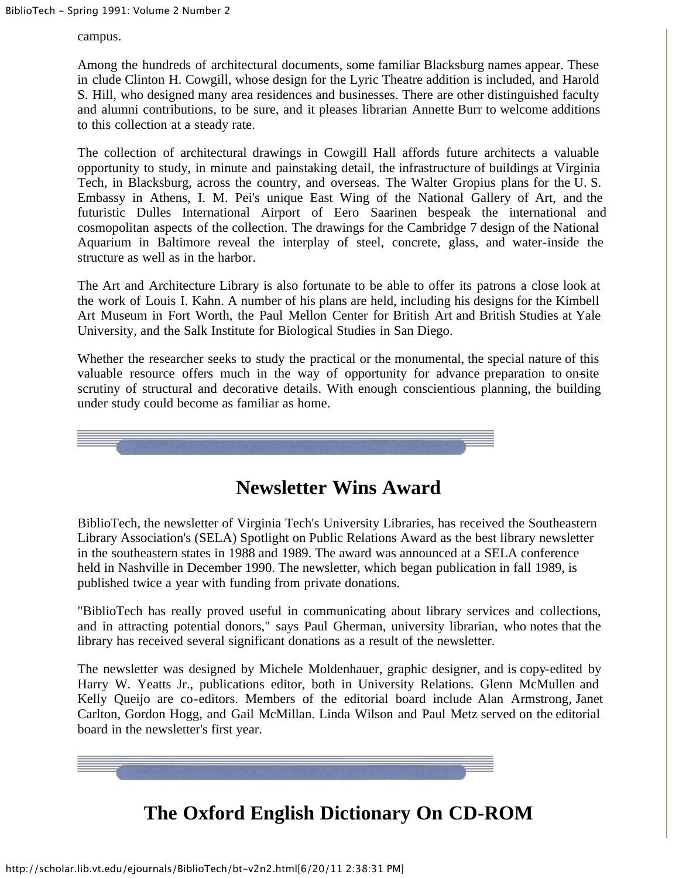campus.

Among the hundreds of architectural documents, some familiar Blacksburg names appear. These in clude Clinton H. Cowgill, whose design for the Lyric Theatre addition is included, and Harold S. Hill, who designed many area residences and businesses. There are other distinguished faculty and alumni contributions, to be sure, and it pleases librarian Annette Burr to welcome additions to this collection at a steady rate.

The collection of architectural drawings in Cowgill Hall affords future architects a valuable opportunity to study, in minute and painstaking detail, the infrastructure of buildings at Virginia Tech, in Blacksburg, across the country, and overseas. The Walter Gropius plans for the U. S. Embassy in Athens, I. M. Pei's unique East Wing of the National Gallery of Art, and the futuristic Dulles International Airport of Eero Saarinen bespeak the international and cosmopolitan aspects of the collection. The drawings for the Cambridge 7 design of the National Aquarium in Baltimore reveal the interplay of steel, concrete, glass, and water-inside the structure as well as in the harbor.

The Art and Architecture Library is also fortunate to be able to offer its patrons a close look at the work of Louis I. Kahn. A number of his plans are held, including his designs for the Kimbell Art Museum in Fort Worth, the Paul Mellon Center for British Art and British Studies at Yale University, and the Salk Institute for Biological Studies in San Diego.

Whether the researcher seeks to study the practical or the monumental, the special nature of this valuable resource offers much in the way of opportunity for advance preparation to on-site scrutiny of structural and decorative details. With enough conscientious planning, the building under study could become as familiar as home.

# Newsletter Wins Award

BiblioTech, the newsletter of Virginia Tech's University Libraries, has received the Southeastern Library Association's (SELA) Spotlight on Public Relations Award as the best library newsletter in the southeastern states in 1988 and 1989. The award was announced at a SELA conference held in Nashville in December 1990. The newsletter, which began publication in fall 1989, is published twice a year with funding from private donations.

"BiblioTech has really proved useful in communicating about library services and collections, and in attracting potential donors," says Paul Gherman, university librarian, who notes that the library has received several significant donations as a result of the newsletter.

The newsletter was designed by Michele Moldenhauer, graphic designer, and is copy-edited by Harry W. Yeatts Jr., publications editor, both in University Relations. Glenn McMullen and Kelly Queijo are co-editors. Members of the editorial board include Alan Armstrong, Janet Carlton, Gordon Hogg, and Gail McMillan. Linda Wilson and Paul Metz served on the editorial board in the newsletter's first year.

# The Oxford English Dictionary On CD-ROM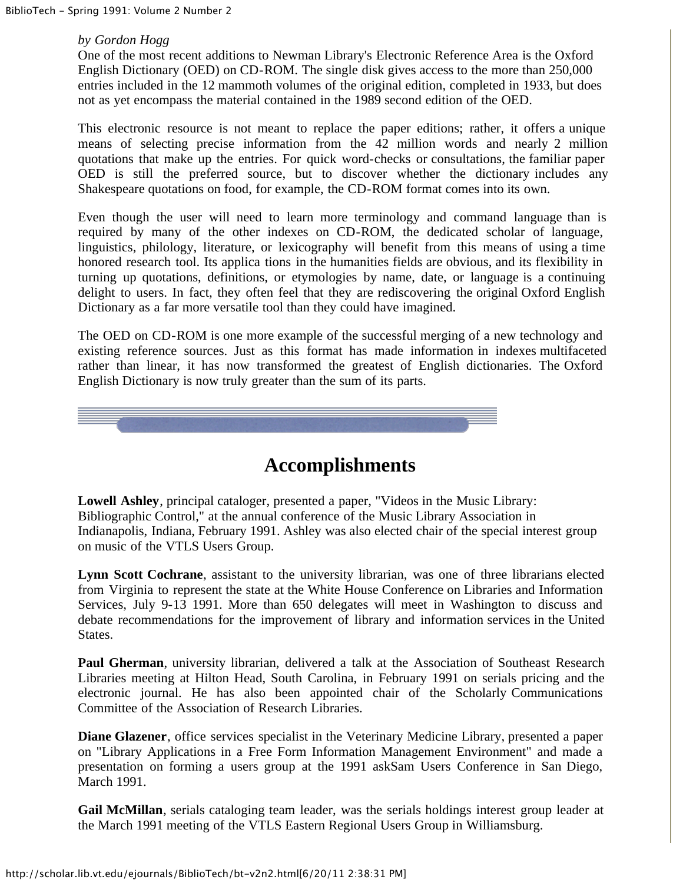*by Gordon Hogg*

One of the most recent additions to Newman Library's Electronic Reference Area is the Oxford English Dictionary (OED) on CD-ROM. The single disk gives access to the more than 250,000 entries included in the 12 mammoth volumes of the original edition, completed in 1933, but does not as yet encompass the material contained in the 1989 second edition of the OED.

This electronic resource is not meant to replace the paper editions; rather, it offers a unique means of selecting precise information from the 42 million words and nearly 2 million quotations that make up the entries. For quick word-checks or consultations, the familiar paper OED is still the preferred source, but to discover whether the dictionary includes any Shakespeare quotations on food, for example, the CD-ROM format comes into its own.

Even though the user will need to learn more terminology and command language than is required by many of the other indexes on CD-ROM, the dedicated scholar of language, linguistics, philology, literature, or lexicography will benefit from this means of using a time honored research tool. Its applica tions in the humanities fields are obvious, and its flexibility in turning up quotations, definitions, or etymologies by name, date, or language is a continuing delight to users. In fact, they often feel that they are rediscovering the original Oxford English Dictionary as a far more versatile tool than they could have imagined.

The OED on CD-ROM is one more example of the successful merging of a new technology and existing reference sources. Just as this format has made information in indexes multifaceted rather than linear, it has now transformed the greatest of English dictionaries. The Oxford English Dictionary is now truly greater than the sum of its parts.

## Accomplishments

**Lowell Ashley**, principal cataloger, presented a paper, "Videos in the Music Library: Bibliographic Control," at the annual conference of the Music Library Association in Indianapolis, Indiana, February 1991. Ashley was also elected chair of the special interest group on music of the VTLS Users Group.

**Lynn Scott Cochrane**, assistant to the university librarian, was one of three librarians elected from Virginia to represent the state at the White House Conference on Libraries and Information Services, July 9-13 1991. More than 650 delegates will meet in Washington to discuss and debate recommendations for the improvement of library and information services in the United States.

**Paul Gherman**, university librarian, delivered a talk at the Association of Southeast Research Libraries meeting at Hilton Head, South Carolina, in February 1991 on serials pricing and the electronic journal. He has also been appointed chair of the Scholarly Communications Committee of the Association of Research Libraries.

**Diane Glazener**, office services specialist in the Veterinary Medicine Library, presented a paper on "Library Applications in a Free Form Information Management Environment" and made a presentation on forming a users group at the 1991 askSam Users Conference in San Diego, March 1991.

**Gail McMillan**, serials cataloging team leader, was the serials holdings interest group leader at the March 1991 meeting of the VTLS Eastern Regional Users Group in Williamsburg.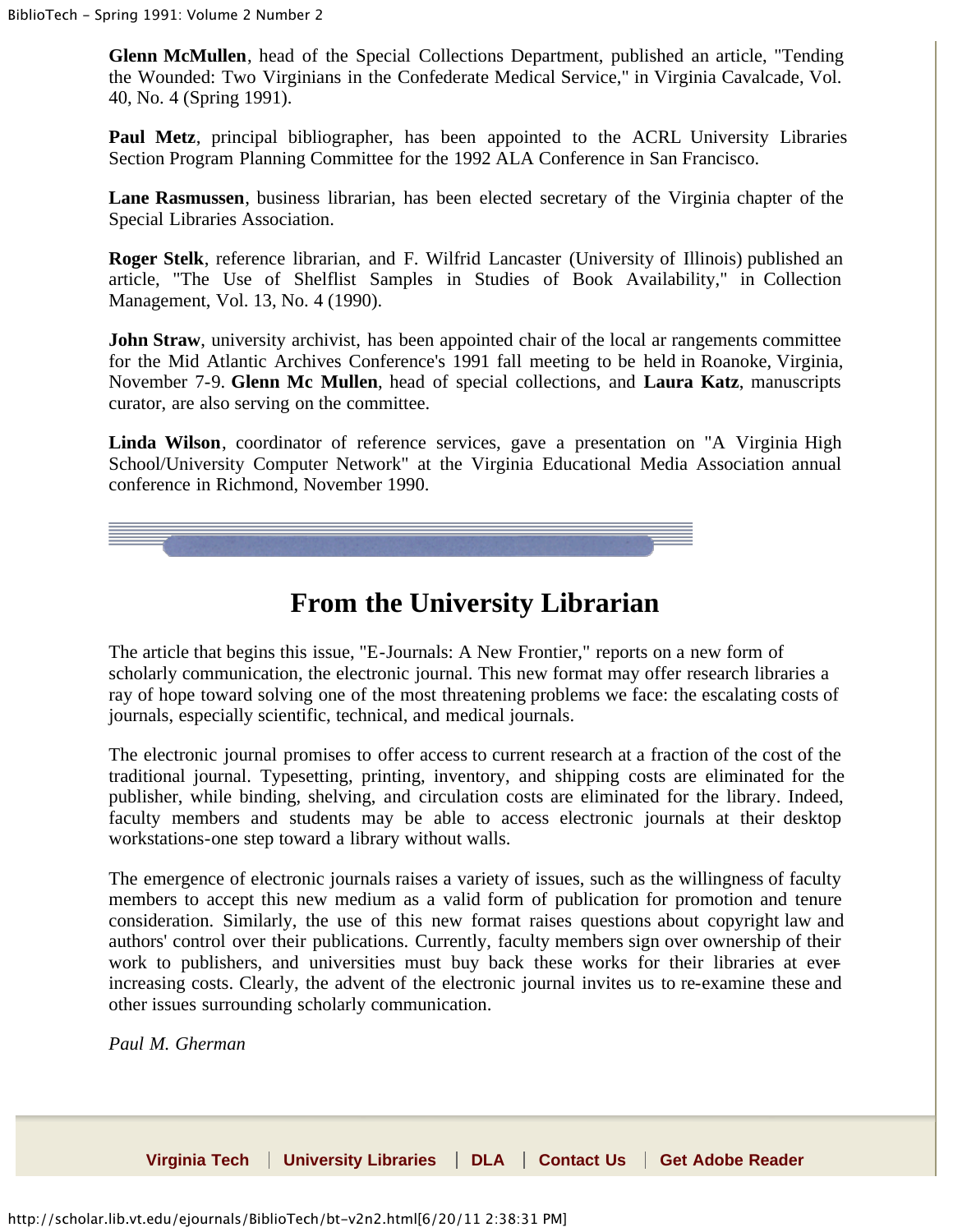**Glenn McMullen**, head of the Special Collections Department, published an article, "Tending the Wounded: Two Virginians in the Confederate Medical Service," in Virginia Cavalcade, Vol. 40, No. 4 (Spring 1991).

**Paul Metz**, principal bibliographer, has been appointed to the ACRL University Libraries Section Program Planning Committee for the 1992 ALA Conference in San Francisco.

**Lane Rasmussen**, business librarian, has been elected secretary of the Virginia chapter of the Special Libraries Association.

**Roger Stelk**, reference librarian, and F. Wilfrid Lancaster (University of Illinois) published an article, "The Use of Shelflist Samples in Studies of Book Availability," in Collection Management, Vol. 13, No. 4 (1990).

**John Straw**, university archivist, has been appointed chair of the local ar rangements committee for the Mid Atlantic Archives Conference's 1991 fall meeting to be held in Roanoke, Virginia, November 7-9. **Glenn Mc Mullen**, head of special collections, and **Laura Katz**, manuscripts curator, are also serving on the committee.

**Linda Wilson**, coordinator of reference services, gave a presentation on "A Virginia High School/University Computer Network" at the Virginia Educational Media Association annual conference in Richmond, November 1990.

# From the University Librarian

The article that begins this issue, "E-Journals: A New Frontier," reports on a new form of scholarly communication, the electronic journal. This new format may offer research libraries a ray of hope toward solving one of the most threatening problems we face: the escalating costs of journals, especially scientific, technical, and medical journals.

The electronic journal promises to offer access to current research at a fraction of the cost of the traditional journal. Typesetting, printing, inventory, and shipping costs are eliminated for the publisher, while binding, shelving, and circulation costs are eliminated for the library. Indeed, faculty members and students may be able to access electronic journals at their desktop workstations-one step toward a library without walls.

The emergence of electronic journals raises a variety of issues, such as the willingness of faculty members to accept this new medium as a valid form of publication for promotion and tenure consideration. Similarly, the use of this new format raises questions about copyright law and authors' control over their publications. Currently, faculty members sign over ownership of their work to publishers, and universities must buy back these works for their libraries at ever-increasing costs. Clearly, the advent of the electronic journal invites us to re-examine these and other issues surrounding scholarly communication.

*Paul M. Gherman*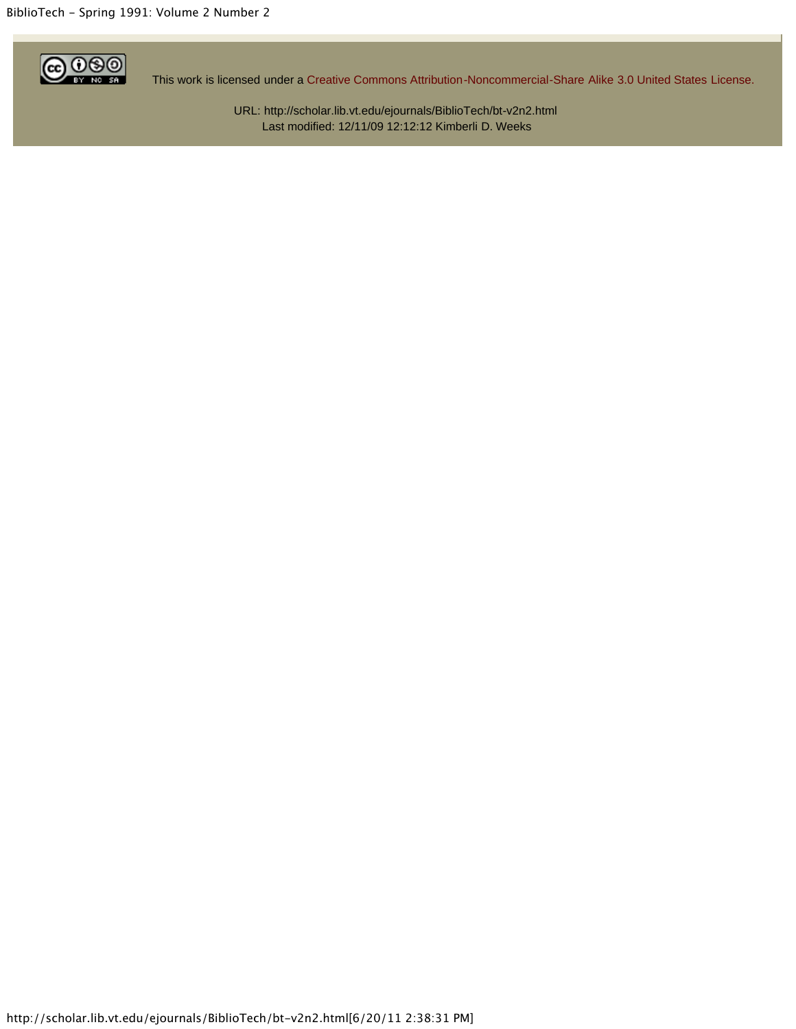This work is licensed under a Creative Commons Attribution-Noncommercial-Share Alike 3.0 United States License.

URL: http://scholar.lib.vt.edu/ejournals/BiblioTech/bt-v2n2.html
Last modified: 12/11/09 12:12:12 Kimberli D. Weeks